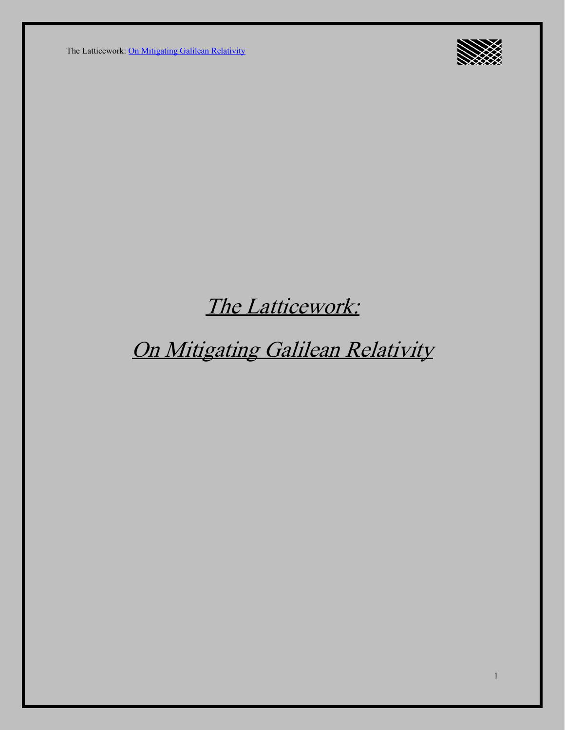# *The Latticework:*

# *On Mitigating Galilean Relativity*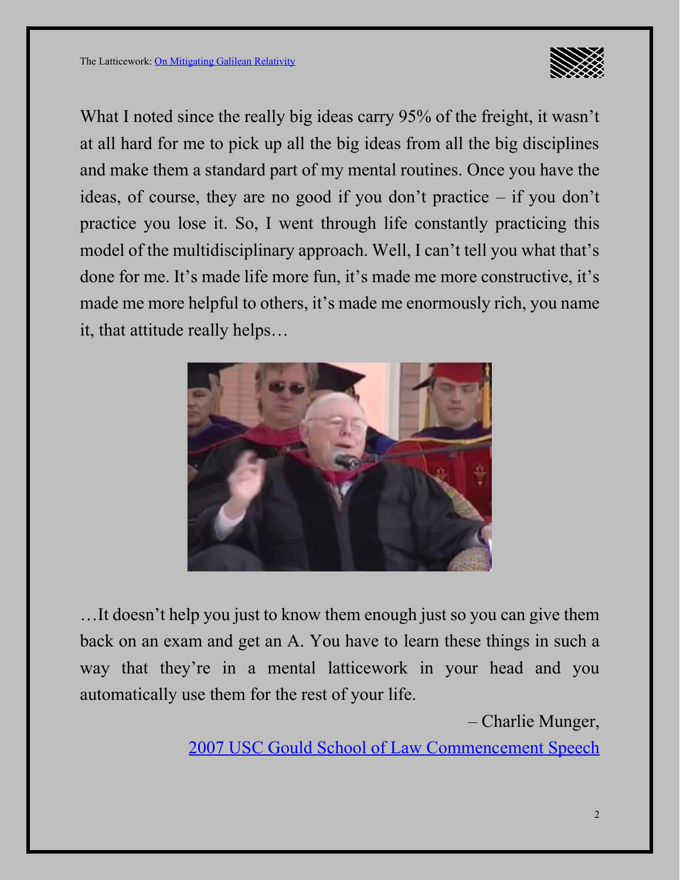What I noted since the really big ideas carry 95% of the freight, it wasn't at all hard for me to pick up all the big ideas from all the big disciplines and make them a standard part of my mental routines. Once you have the ideas, of course, they are no good if you don't practice – if you don't practice you lose it. So, I went through life constantly practicing this model of the multidisciplinary approach. Well, I can't tell you what that's done for me. It's made life more fun, it's made me more constructive, it's made me more helpful to others, it's made me enormously rich, you name it, that attitude really helps…

…It doesn't help you just to know them enough just so you can give them back on an exam and get an A. You have to learn these things in such a way that they're in a mental latticework in your head and you automatically use them for the rest of your life.

– Charlie Munger,
[2007 USC Gould School of Law Commencement Speech]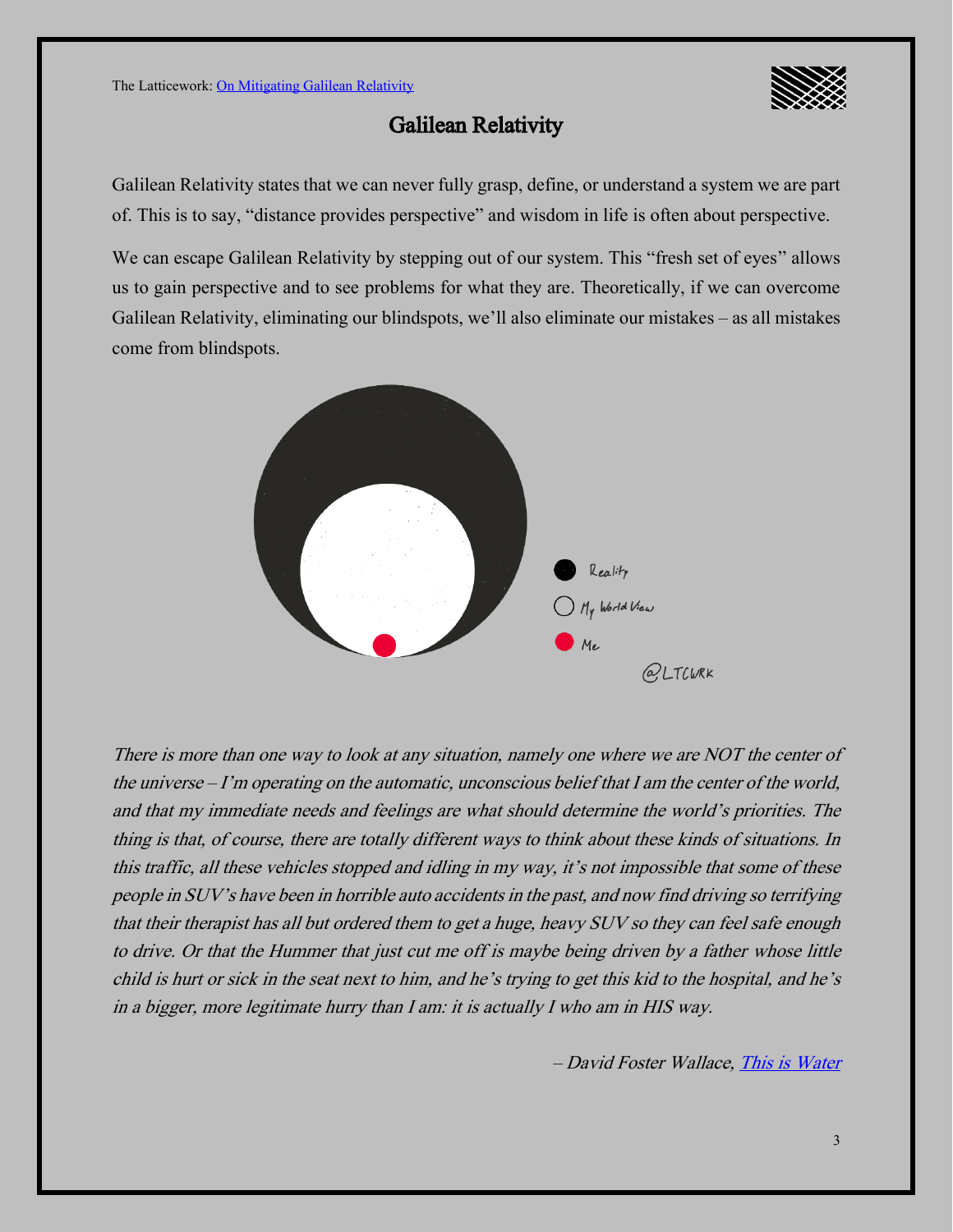# Galilean Relativity

Galilean Relativity states that we can never fully grasp, define, or understand a system we are part of. This is to say, "distance provides perspective" and wisdom in life is often about perspective.

We can escape Galilean Relativity by stepping out of our system. This "fresh set of eyes" allows us to gain perspective and to see problems for what they are. Theoretically, if we can overcome Galilean Relativity, eliminating our blindspots, we'll also eliminate our mistakes – as all mistakes come from blindspots.

*There is more than one way to look at any situation, namely one where we are NOT the center of the universe – I'm operating on the automatic, unconscious belief that I am the center of the world, and that my immediate needs and feelings are what should determine the world's priorities. The thing is that, of course, there are totally different ways to think about these kinds of situations. In this traffic, all these vehicles stopped and idling in my way, it's not impossible that some of these people in SUV's have been in horrible auto accidents in the past, and now find driving so terrifying that their therapist has all but ordered them to get a huge, heavy SUV so they can feel safe enough to drive. Or that the Hummer that just cut me off is maybe being driven by a father whose little child is hurt or sick in the seat next to him, and he's trying to get this kid to the hospital, and he's in a bigger, more legitimate hurry than I am: it is actually I who am in HIS way.*

*– David Foster Wallace, [This is Water]*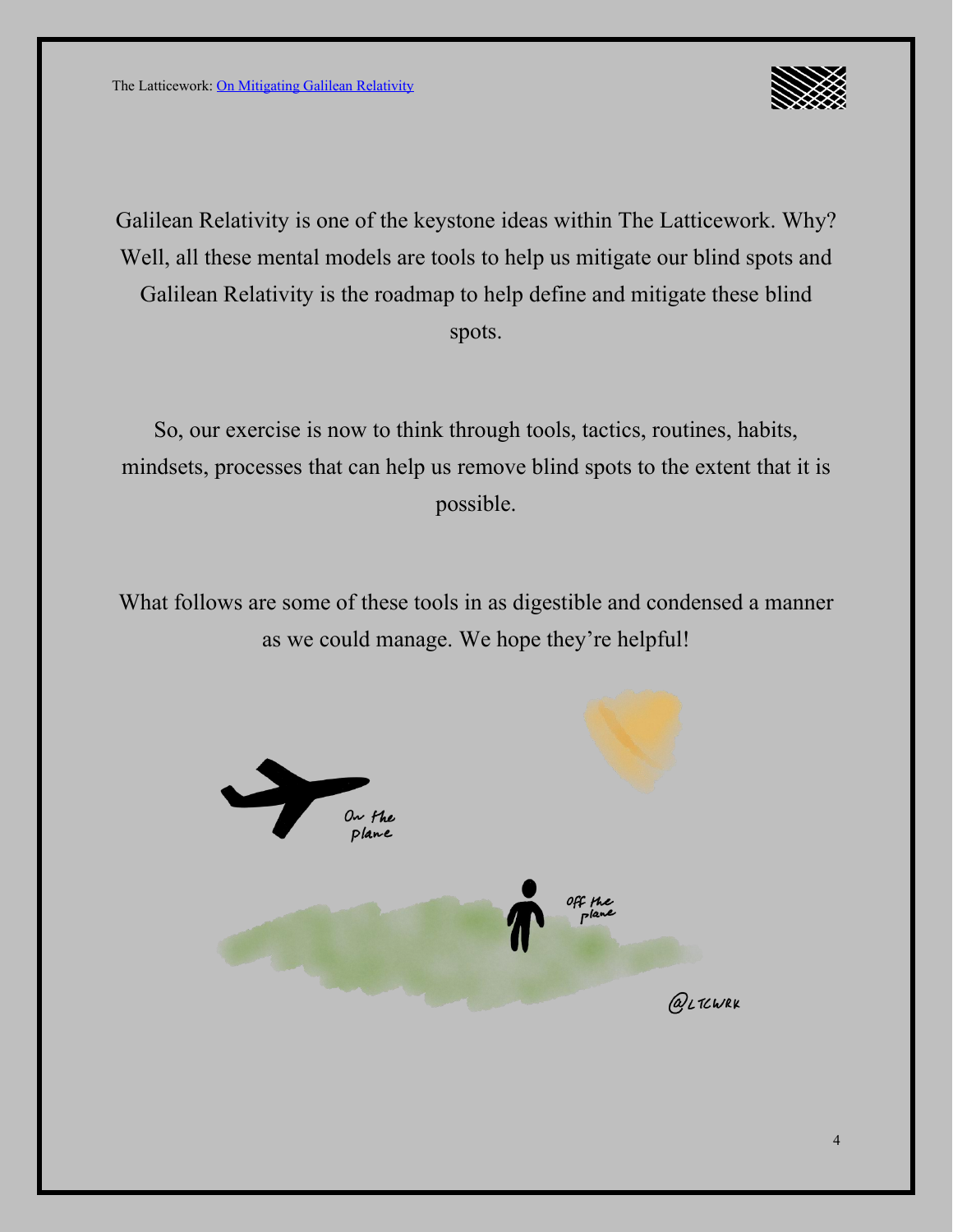Galilean Relativity is one of the keystone ideas within The Latticework. Why? Well, all these mental models are tools to help us mitigate our blind spots and Galilean Relativity is the roadmap to help define and mitigate these blind spots.

So, our exercise is now to think through tools, tactics, routines, habits, mindsets, processes that can help us remove blind spots to the extent that it is possible.

What follows are some of these tools in as digestible and condensed a manner as we could manage. We hope they're helpful!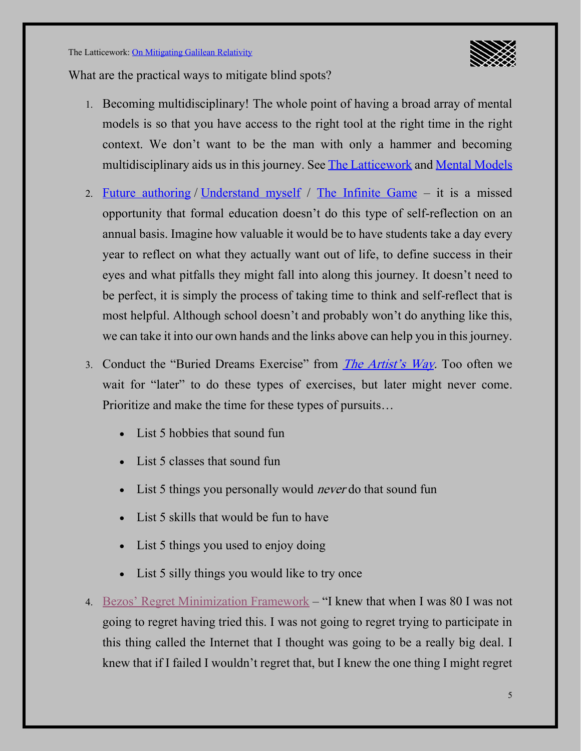What are the practical ways to mitigate blind spots?

1. Becoming multidisciplinary! The whole point of having a broad array of mental models is so that you have access to the right tool at the right time in the right context. We don't want to be the man with only a hammer and becoming multidisciplinary aids us in this journey. See The Latticework and Mental Models

2. Future authoring / Understand myself / The Infinite Game – it is a missed opportunity that formal education doesn't do this type of self-reflection on an annual basis. Imagine how valuable it would be to have students take a day every year to reflect on what they actually want out of life, to define success in their eyes and what pitfalls they might fall into along this journey. It doesn't need to be perfect, it is simply the process of taking time to think and self-reflect that is most helpful. Although school doesn't and probably won't do anything like this, we can take it into our own hands and the links above can help you in this journey.

3. Conduct the "Buried Dreams Exercise" from *The Artist's Way*. Too often we wait for "later" to do these types of exercises, but later might never come. Prioritize and make the time for these types of pursuits…

   - List 5 hobbies that sound fun
   - List 5 classes that sound fun
   - List 5 things you personally would *never* do that sound fun
   - List 5 skills that would be fun to have
   - List 5 things you used to enjoy doing
   - List 5 silly things you would like to try once

4. Bezos' Regret Minimization Framework – "I knew that when I was 80 I was not going to regret having tried this. I was not going to regret trying to participate in this thing called the Internet that I thought was going to be a really big deal. I knew that if I failed I wouldn't regret that, but I knew the one thing I might regret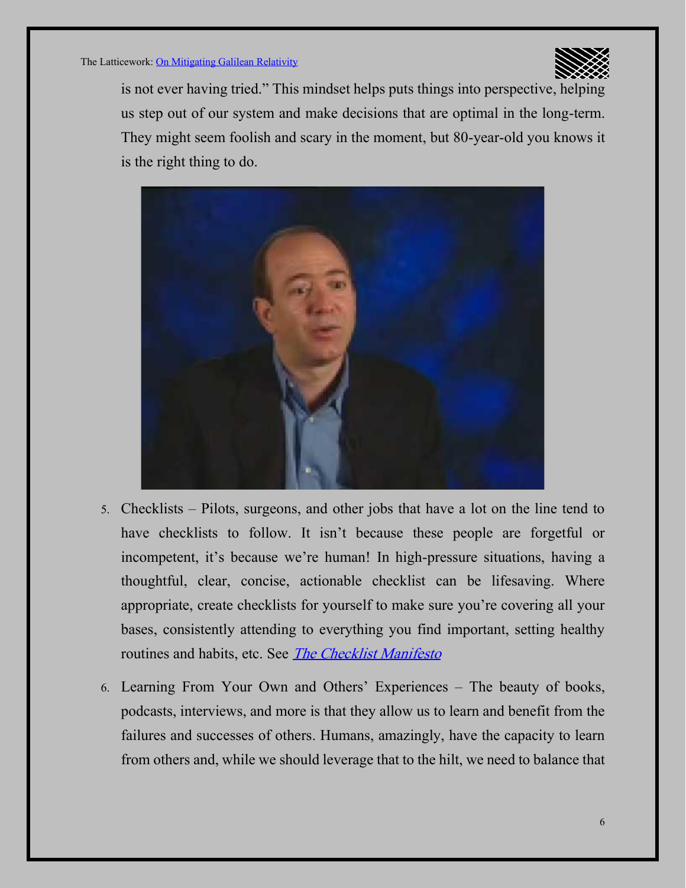is not ever having tried." This mindset helps puts things into perspective, helping us step out of our system and make decisions that are optimal in the long-term. They might seem foolish and scary in the moment, but 80-year-old you knows it is the right thing to do.

5. Checklists – Pilots, surgeons, and other jobs that have a lot on the line tend to have checklists to follow. It isn't because these people are forgetful or incompetent, it's because we're human! In high-pressure situations, having a thoughtful, clear, concise, actionable checklist can be lifesaving. Where appropriate, create checklists for yourself to make sure you're covering all your bases, consistently attending to everything you find important, setting healthy routines and habits, etc. See [*The Checklist Manifesto*]

6. Learning From Your Own and Others' Experiences – The beauty of books, podcasts, interviews, and more is that they allow us to learn and benefit from the failures and successes of others. Humans, amazingly, have the capacity to learn from others and, while we should leverage that to the hilt, we need to balance that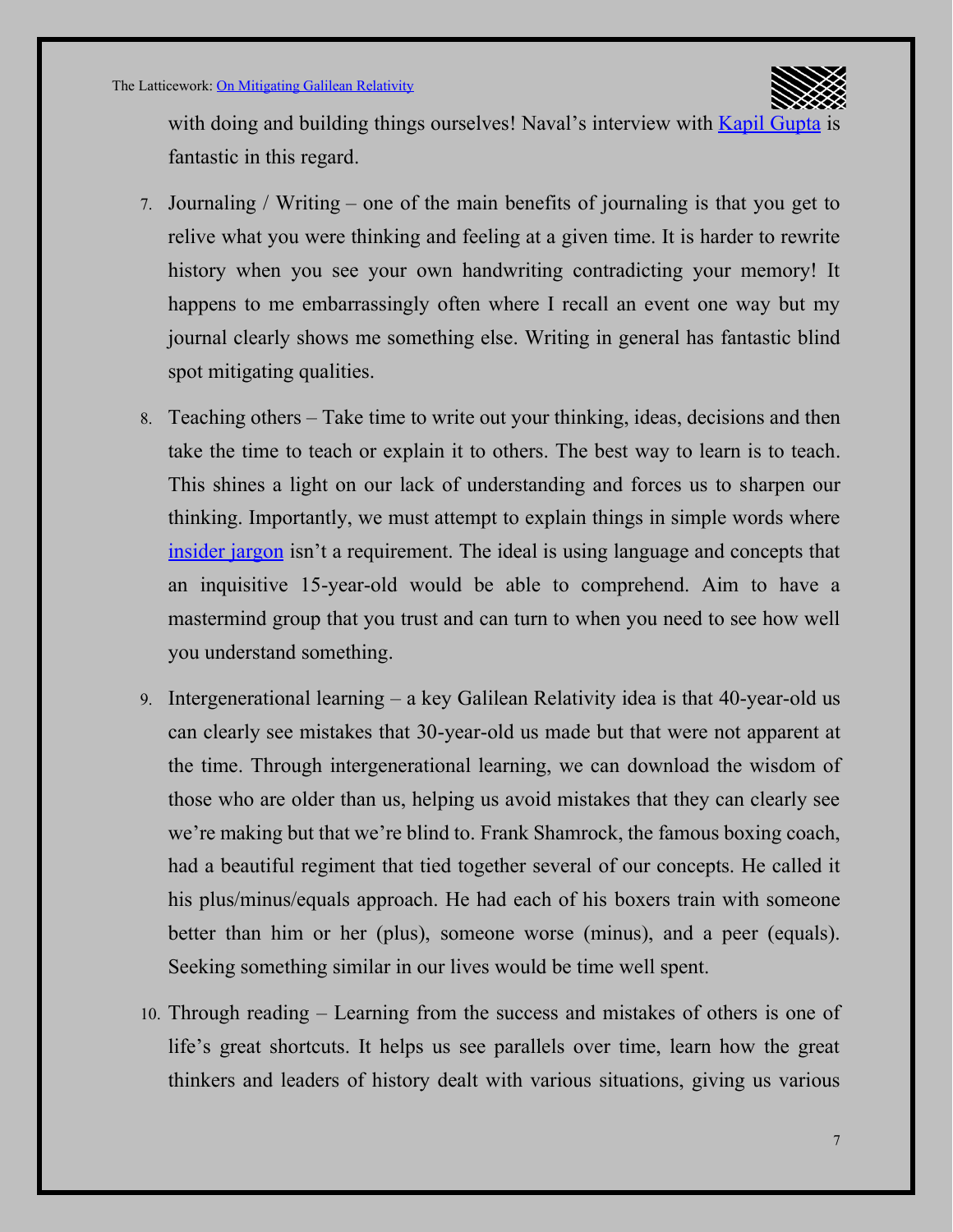with doing and building things ourselves! Naval's interview with [Kapil Gupta]() is fantastic in this regard.

7. Journaling / Writing – one of the main benefits of journaling is that you get to relive what you were thinking and feeling at a given time. It is harder to rewrite history when you see your own handwriting contradicting your memory! It happens to me embarrassingly often where I recall an event one way but my journal clearly shows me something else. Writing in general has fantastic blind spot mitigating qualities.

8. Teaching others – Take time to write out your thinking, ideas, decisions and then take the time to teach or explain it to others. The best way to learn is to teach. This shines a light on our lack of understanding and forces us to sharpen our thinking. Importantly, we must attempt to explain things in simple words where [insider jargon]() isn't a requirement. The ideal is using language and concepts that an inquisitive 15-year-old would be able to comprehend. Aim to have a mastermind group that you trust and can turn to when you need to see how well you understand something.

9. Intergenerational learning – a key Galilean Relativity idea is that 40-year-old us can clearly see mistakes that 30-year-old us made but that were not apparent at the time. Through intergenerational learning, we can download the wisdom of those who are older than us, helping us avoid mistakes that they can clearly see we're making but that we're blind to. Frank Shamrock, the famous boxing coach, had a beautiful regiment that tied together several of our concepts. He called it his plus/minus/equals approach. He had each of his boxers train with someone better than him or her (plus), someone worse (minus), and a peer (equals). Seeking something similar in our lives would be time well spent.

10. Through reading – Learning from the success and mistakes of others is one of life's great shortcuts. It helps us see parallels over time, learn how the great thinkers and leaders of history dealt with various situations, giving us various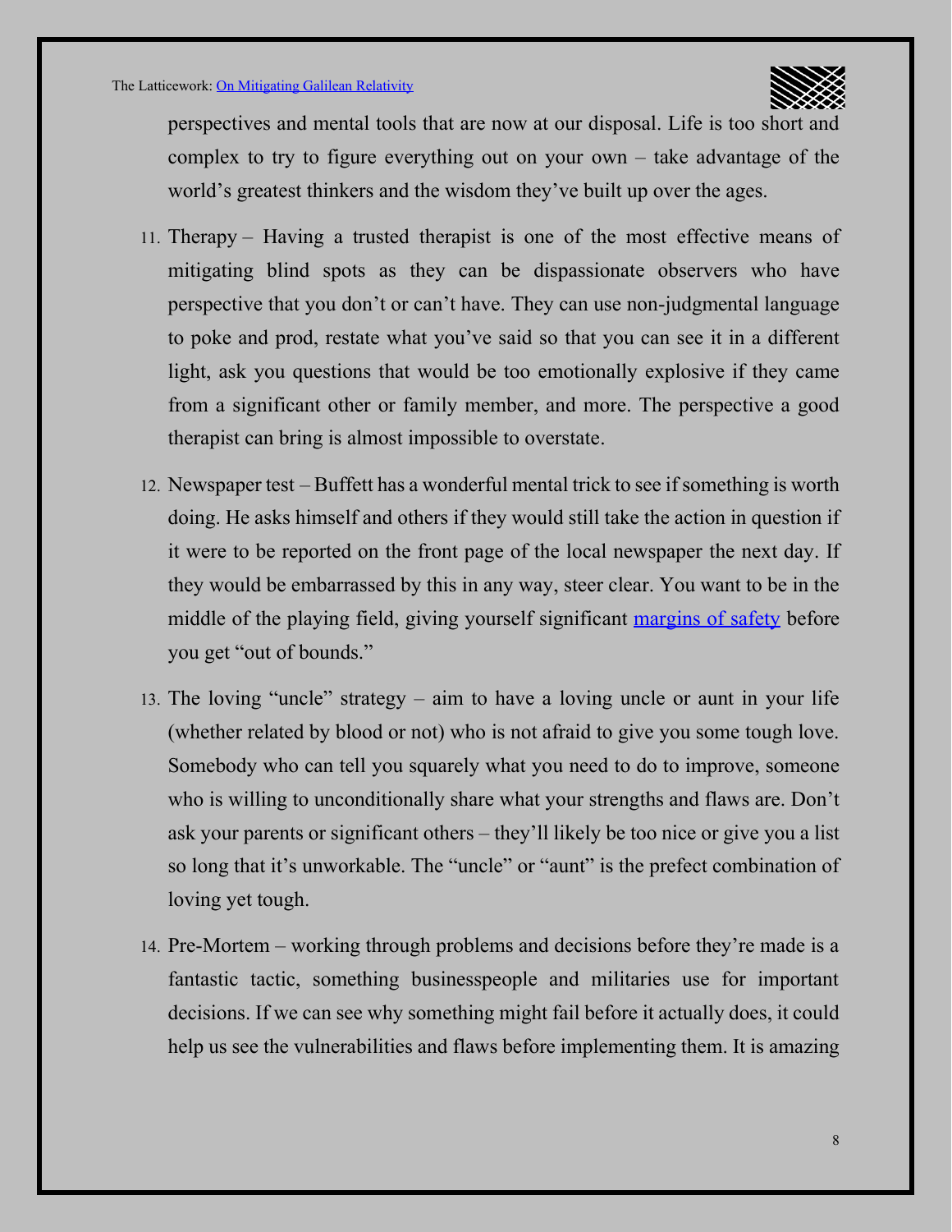perspectives and mental tools that are now at our disposal. Life is too short and complex to try to figure everything out on your own – take advantage of the world's greatest thinkers and the wisdom they've built up over the ages.

11. Therapy – Having a trusted therapist is one of the most effective means of mitigating blind spots as they can be dispassionate observers who have perspective that you don't or can't have. They can use non-judgmental language to poke and prod, restate what you've said so that you can see it in a different light, ask you questions that would be too emotionally explosive if they came from a significant other or family member, and more. The perspective a good therapist can bring is almost impossible to overstate.

12. Newspaper test – Buffett has a wonderful mental trick to see if something is worth doing. He asks himself and others if they would still take the action in question if it were to be reported on the front page of the local newspaper the next day. If they would be embarrassed by this in any way, steer clear. You want to be in the middle of the playing field, giving yourself significant [margins of safety]() before you get "out of bounds."

13. The loving "uncle" strategy – aim to have a loving uncle or aunt in your life (whether related by blood or not) who is not afraid to give you some tough love. Somebody who can tell you squarely what you need to do to improve, someone who is willing to unconditionally share what your strengths and flaws are. Don't ask your parents or significant others – they'll likely be too nice or give you a list so long that it's unworkable. The "uncle" or "aunt" is the prefect combination of loving yet tough.

14. Pre-Mortem – working through problems and decisions before they're made is a fantastic tactic, something businesspeople and militaries use for important decisions. If we can see why something might fail before it actually does, it could help us see the vulnerabilities and flaws before implementing them. It is amazing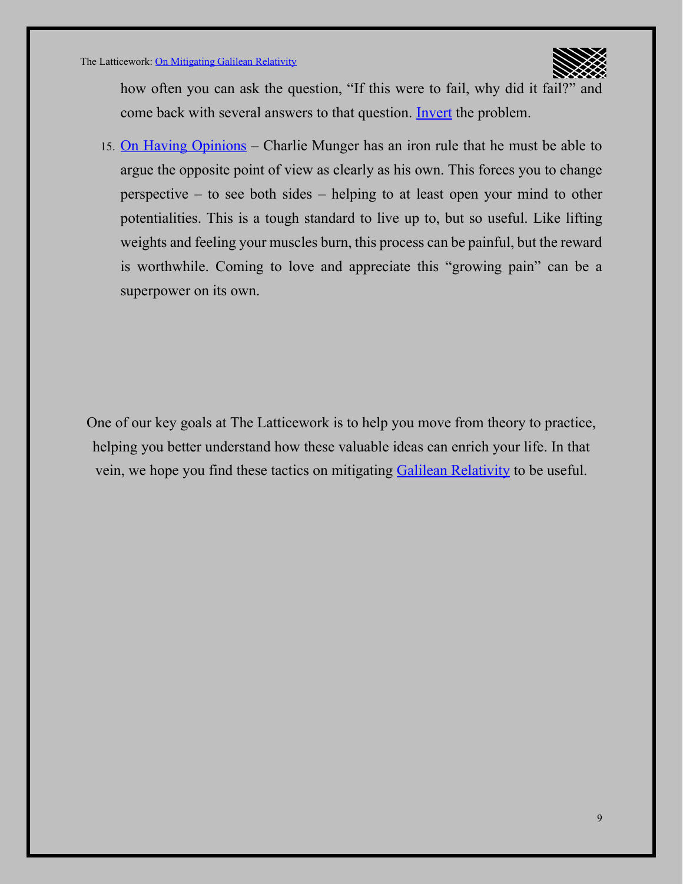how often you can ask the question, “If this were to fail, why did it fail?” and come back with several answers to that question. Invert the problem.

15. On Having Opinions – Charlie Munger has an iron rule that he must be able to argue the opposite point of view as clearly as his own. This forces you to change perspective – to see both sides – helping to at least open your mind to other potentialities. This is a tough standard to live up to, but so useful. Like lifting weights and feeling your muscles burn, this process can be painful, but the reward is worthwhile. Coming to love and appreciate this “growing pain” can be a superpower on its own.

One of our key goals at The Latticework is to help you move from theory to practice, helping you better understand how these valuable ideas can enrich your life. In that vein, we hope you find these tactics on mitigating Galilean Relativity to be useful.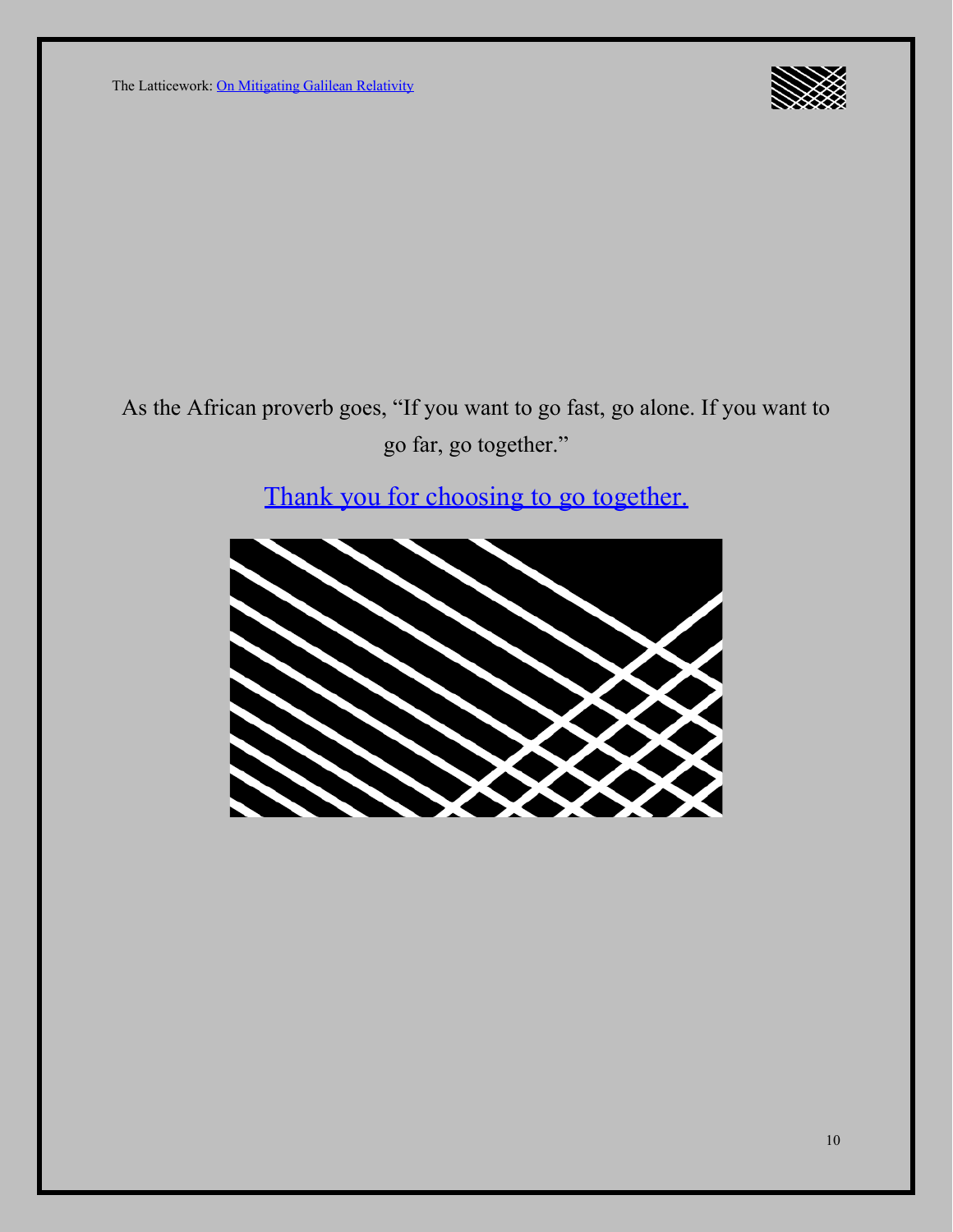As the African proverb goes, "If you want to go fast, go alone. If you want to go far, go together."

Thank you for choosing to go together.